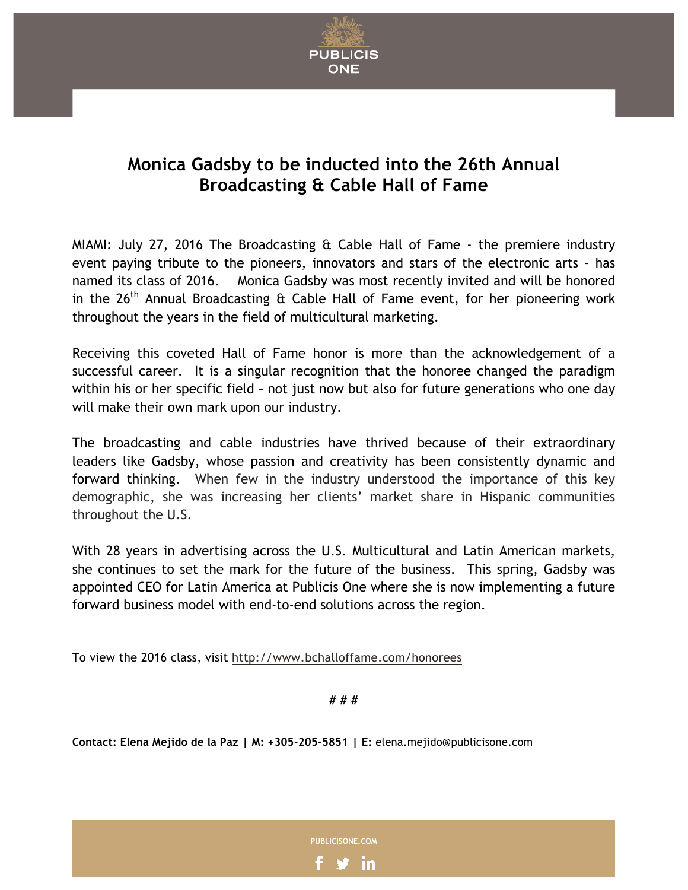PUBLICIS ONE

# Monica Gadsby to be inducted into the 26th Annual Broadcasting & Cable Hall of Fame

MIAMI: July 27, 2016 The Broadcasting & Cable Hall of Fame - the premiere industry event paying tribute to the pioneers, innovators and stars of the electronic arts – has named its class of 2016. Monica Gadsby was most recently invited and will be honored in the 26th Annual Broadcasting & Cable Hall of Fame event, for her pioneering work throughout the years in the field of multicultural marketing.

Receiving this coveted Hall of Fame honor is more than the acknowledgement of a successful career. It is a singular recognition that the honoree changed the paradigm within his or her specific field – not just now but also for future generations who one day will make their own mark upon our industry.

The broadcasting and cable industries have thrived because of their extraordinary leaders like Gadsby, whose passion and creativity has been consistently dynamic and forward thinking. When few in the industry understood the importance of this key demographic, she was increasing her clients' market share in Hispanic communities throughout the U.S.

With 28 years in advertising across the U.S. Multicultural and Latin American markets, she continues to set the mark for the future of the business. This spring, Gadsby was appointed CEO for Latin America at Publicis One where she is now implementing a future forward business model with end-to-end solutions across the region.

To view the 2016 class, visit http://www.bchalloffame.com/honorees

# # #

**Contact: Elena Mejido de la Paz | M: +305-205-5851 | E:** elena.mejido@publicisone.com

PUBLICISONE.COM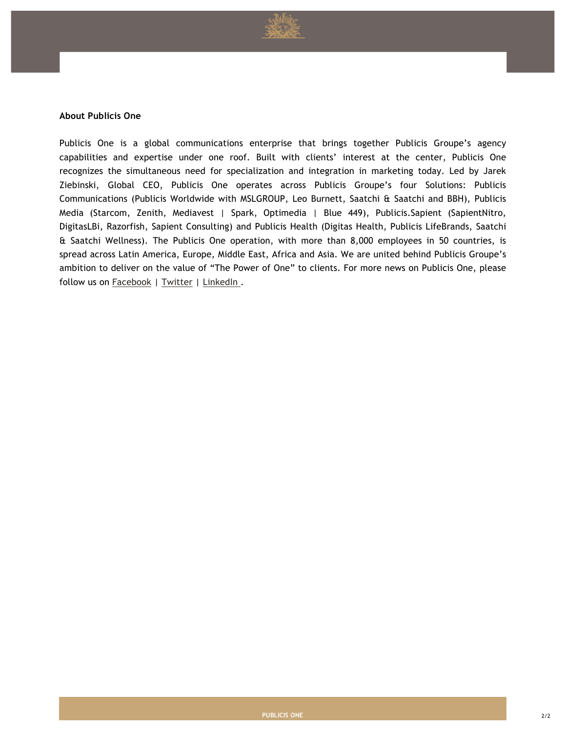**About Publicis One**

Publicis One is a global communications enterprise that brings together Publicis Groupe's agency capabilities and expertise under one roof. Built with clients' interest at the center, Publicis One recognizes the simultaneous need for specialization and integration in marketing today. Led by Jarek Ziebinski, Global CEO, Publicis One operates across Publicis Groupe's four Solutions: Publicis Communications (Publicis Worldwide with MSLGROUP, Leo Burnett, Saatchi & Saatchi and BBH), Publicis Media (Starcom, Zenith, Mediavest | Spark, Optimedia | Blue 449), Publicis.Sapient (SapientNitro, DigitasLBi, Razorfish, Sapient Consulting) and Publicis Health (Digitas Health, Publicis LifeBrands, Saatchi & Saatchi Wellness). The Publicis One operation, with more than 8,000 employees in 50 countries, is spread across Latin America, Europe, Middle East, Africa and Asia. We are united behind Publicis Groupe's ambition to deliver on the value of "The Power of One" to clients. For more news on Publicis One, please follow us on Facebook | Twitter | LinkedIn .